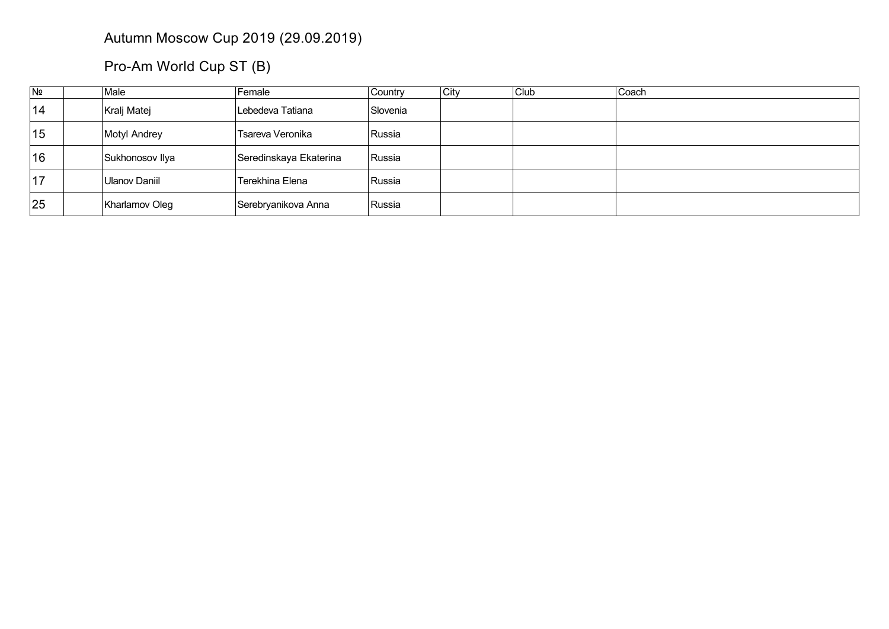# Autumn Moscow Cup 2019 (29.09.2019)

## Pro-Am World Cup ST (B)

| № | | Male | Female | Country | City | Club | Coach |
|---|---|---|---|---|---|---|---|
| 14 | | Kralj Matej | Lebedeva Tatiana | Slovenia | | | |
| 15 | | Motyl Andrey | Tsareva Veronika | Russia | | | |
| 16 | | Sukhonosov Ilya | Seredinskaya Ekaterina | Russia | | | |
| 17 | | Ulanov Daniil | Terekhina Elena | Russia | | | |
| 25 | | Kharlamov Oleg | Serebryanikova Anna | Russia | | | |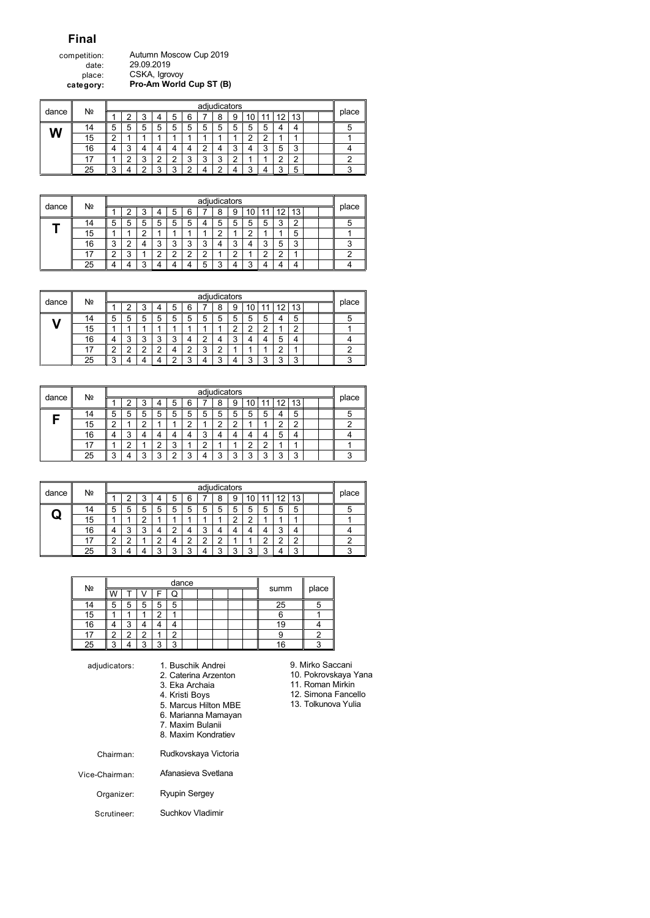## Final

| | |
|---|---|
| competition: | Autumn Moscow Cup 2019 |
| date: | 29.09.2019 |
| place: | CSKA, Igrovoy |
| **category:** | **Pro-Am World Cup ST (B)** |

| dance | № | adjudicators | | | | | | | | | | | | | | | place |
|---|---|---|---|---|---|---|---|---|---|---|---|---|---|---|---|---|---|
| | | 1 | 2 | 3 | 4 | 5 | 6 | 7 | 8 | 9 | 10 | 11 | 12 | 13 | | | |
| **W** | 14 | 5 | 5 | 5 | 5 | 5 | 5 | 5 | 5 | 5 | 5 | 5 | 4 | 4 | | | 5 |
| | 15 | 2 | 1 | 1 | 1 | 1 | 1 | 1 | 1 | 1 | 2 | 2 | 1 | 1 | | | 1 |
| | 16 | 4 | 3 | 4 | 4 | 4 | 4 | 2 | 4 | 3 | 4 | 3 | 5 | 3 | | | 4 |
| | 17 | 1 | 2 | 3 | 2 | 2 | 3 | 3 | 3 | 2 | 1 | 1 | 2 | 2 | | | 2 |
| | 25 | 3 | 4 | 2 | 3 | 3 | 2 | 4 | 2 | 4 | 3 | 4 | 3 | 5 | | | 3 |

| dance | № | adjudicators | | | | | | | | | | | | | | | place |
|---|---|---|---|---|---|---|---|---|---|---|---|---|---|---|---|---|---|
| | | 1 | 2 | 3 | 4 | 5 | 6 | 7 | 8 | 9 | 10 | 11 | 12 | 13 | | | |
| **T** | 14 | 5 | 5 | 5 | 5 | 5 | 5 | 4 | 5 | 5 | 5 | 5 | 3 | 2 | | | 5 |
| | 15 | 1 | 1 | 2 | 1 | 1 | 1 | 1 | 2 | 1 | 2 | 1 | 1 | 5 | | | 1 |
| | 16 | 3 | 2 | 4 | 3 | 3 | 3 | 3 | 4 | 3 | 4 | 3 | 5 | 3 | | | 3 |
| | 17 | 2 | 3 | 1 | 2 | 2 | 2 | 2 | 1 | 2 | 1 | 2 | 2 | 1 | | | 2 |
| | 25 | 4 | 4 | 3 | 4 | 4 | 4 | 5 | 3 | 4 | 3 | 4 | 4 | 4 | | | 4 |

| dance | № | adjudicators | | | | | | | | | | | | | | | place |
|---|---|---|---|---|---|---|---|---|---|---|---|---|---|---|---|---|---|
| | | 1 | 2 | 3 | 4 | 5 | 6 | 7 | 8 | 9 | 10 | 11 | 12 | 13 | | | |
| **V** | 14 | 5 | 5 | 5 | 5 | 5 | 5 | 5 | 5 | 5 | 5 | 5 | 4 | 5 | | | 5 |
| | 15 | 1 | 1 | 1 | 1 | 1 | 1 | 1 | 1 | 2 | 2 | 2 | 1 | 2 | | | 1 |
| | 16 | 4 | 3 | 3 | 3 | 3 | 4 | 2 | 4 | 3 | 4 | 4 | 5 | 4 | | | 4 |
| | 17 | 2 | 2 | 2 | 2 | 4 | 2 | 3 | 2 | 1 | 1 | 1 | 2 | 1 | | | 2 |
| | 25 | 3 | 4 | 4 | 4 | 2 | 3 | 4 | 3 | 4 | 3 | 3 | 3 | 3 | | | 3 |

| dance | № | adjudicators | | | | | | | | | | | | | | | place |
|---|---|---|---|---|---|---|---|---|---|---|---|---|---|---|---|---|---|
| | | 1 | 2 | 3 | 4 | 5 | 6 | 7 | 8 | 9 | 10 | 11 | 12 | 13 | | | |
| **F** | 14 | 5 | 5 | 5 | 5 | 5 | 5 | 5 | 5 | 5 | 5 | 5 | 4 | 5 | | | 5 |
| | 15 | 2 | 1 | 2 | 1 | 1 | 2 | 1 | 2 | 2 | 1 | 1 | 2 | 2 | | | 2 |
| | 16 | 4 | 3 | 4 | 4 | 4 | 4 | 3 | 4 | 4 | 4 | 4 | 5 | 4 | | | 4 |
| | 17 | 1 | 2 | 1 | 2 | 3 | 1 | 2 | 1 | 1 | 2 | 2 | 1 | 1 | | | 1 |
| | 25 | 3 | 4 | 3 | 3 | 2 | 3 | 4 | 3 | 3 | 3 | 3 | 3 | 3 | | | 3 |

| dance | № | adjudicators | | | | | | | | | | | | | | | place |
|---|---|---|---|---|---|---|---|---|---|---|---|---|---|---|---|---|---|
| | | 1 | 2 | 3 | 4 | 5 | 6 | 7 | 8 | 9 | 10 | 11 | 12 | 13 | | | |
| **Q** | 14 | 5 | 5 | 5 | 5 | 5 | 5 | 5 | 5 | 5 | 5 | 5 | 5 | 5 | | | 5 |
| | 15 | 1 | 1 | 2 | 1 | 1 | 1 | 1 | 1 | 2 | 2 | 1 | 1 | 1 | | | 1 |
| | 16 | 4 | 3 | 3 | 4 | 2 | 4 | 3 | 4 | 4 | 4 | 4 | 3 | 4 | | | 4 |
| | 17 | 2 | 2 | 1 | 2 | 4 | 2 | 2 | 2 | 1 | 1 | 2 | 2 | 2 | | | 2 |
| | 25 | 3 | 4 | 4 | 3 | 3 | 3 | 4 | 3 | 3 | 3 | 3 | 4 | 3 | | | 3 |

| № | dance | | | | | | | | | | summ | place |
|---|---|---|---|---|---|---|---|---|---|---|---|---|
| | W | T | V | F | Q | | | | | | | |
| 14 | 5 | 5 | 5 | 5 | 5 | | | | | | 25 | 5 |
| 15 | 1 | 1 | 1 | 2 | 1 | | | | | | 6 | 1 |
| 16 | 4 | 3 | 4 | 4 | 4 | | | | | | 19 | 4 |
| 17 | 2 | 2 | 2 | 1 | 2 | | | | | | 9 | 2 |
| 25 | 3 | 4 | 3 | 3 | 3 | | | | | | 16 | 3 |

adjudicators:

1. Buschik Andrei
2. Caterina Arzenton
3. Eka Archaia
4. Kristi Boys
5. Marcus Hilton MBE
6. Marianna Mamayan
7. Maxim Bulanii
8. Maxim Kondratiev
9. Mirko Saccani
10. Pokrovskaya Yana
11. Roman Mirkin
12. Simona Fancello
13. Tolkunova Yulia

Chairman: Rudkovskaya Victoria

Vice-Chairman: Afanasieva Svetlana

Organizer: Ryupin Sergey

Scrutineer: Suchkov Vladimir